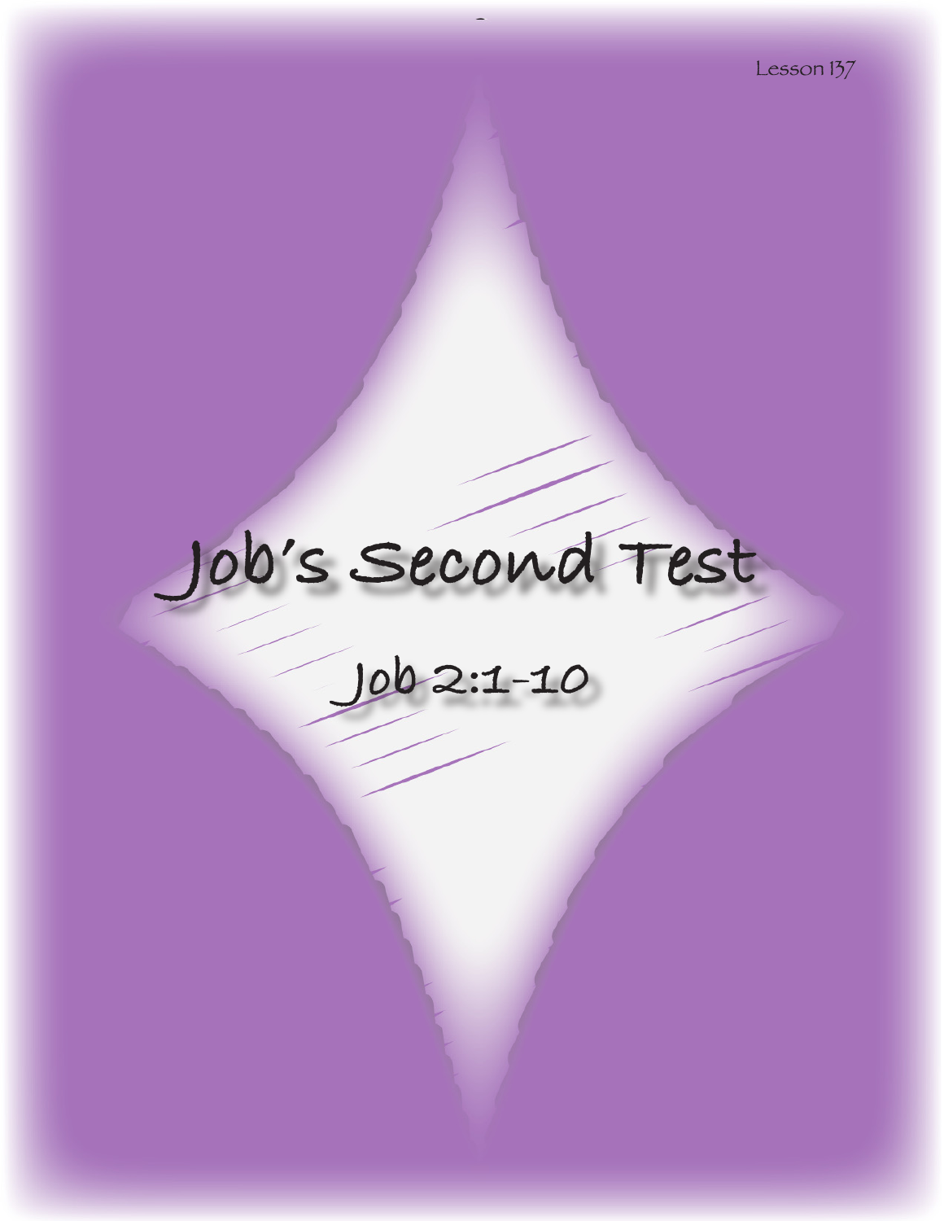Lesson 137

# Job's Second Test

## Job 2:1-10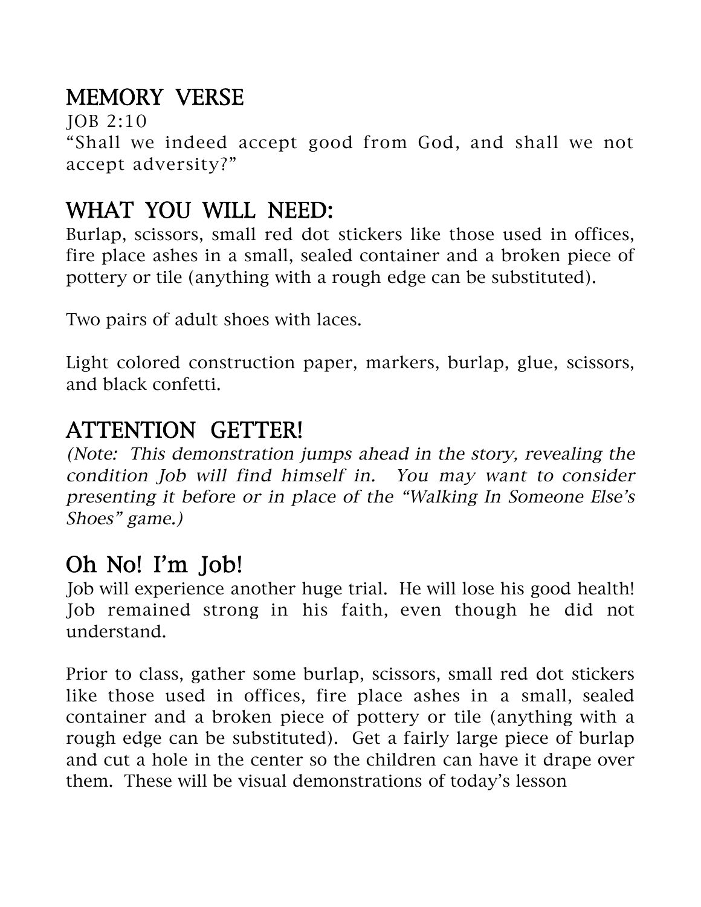## MEMORY VERSE

JOB 2:10

"Shall we indeed accept good from God, and shall we not accept adversity?"

## WHAT YOU WILL NEED:

Burlap, scissors, small red dot stickers like those used in offices, fire place ashes in a small, sealed container and a broken piece of pottery or tile (anything with a rough edge can be substituted).

Two pairs of adult shoes with laces.

Light colored construction paper, markers, burlap, glue, scissors, and black confetti.

## ATTENTION GETTER!

*(Note: This demonstration jumps ahead in the story, revealing the condition Job will find himself in. You may want to consider presenting it before or in place of the "Walking In Someone Else's Shoes" game.)*

## Oh No! I'm Job!

Job will experience another huge trial. He will lose his good health! Job remained strong in his faith, even though he did not understand.

Prior to class, gather some burlap, scissors, small red dot stickers like those used in offices, fire place ashes in a small, sealed container and a broken piece of pottery or tile (anything with a rough edge can be substituted). Get a fairly large piece of burlap and cut a hole in the center so the children can have it drape over them. These will be visual demonstrations of today's lesson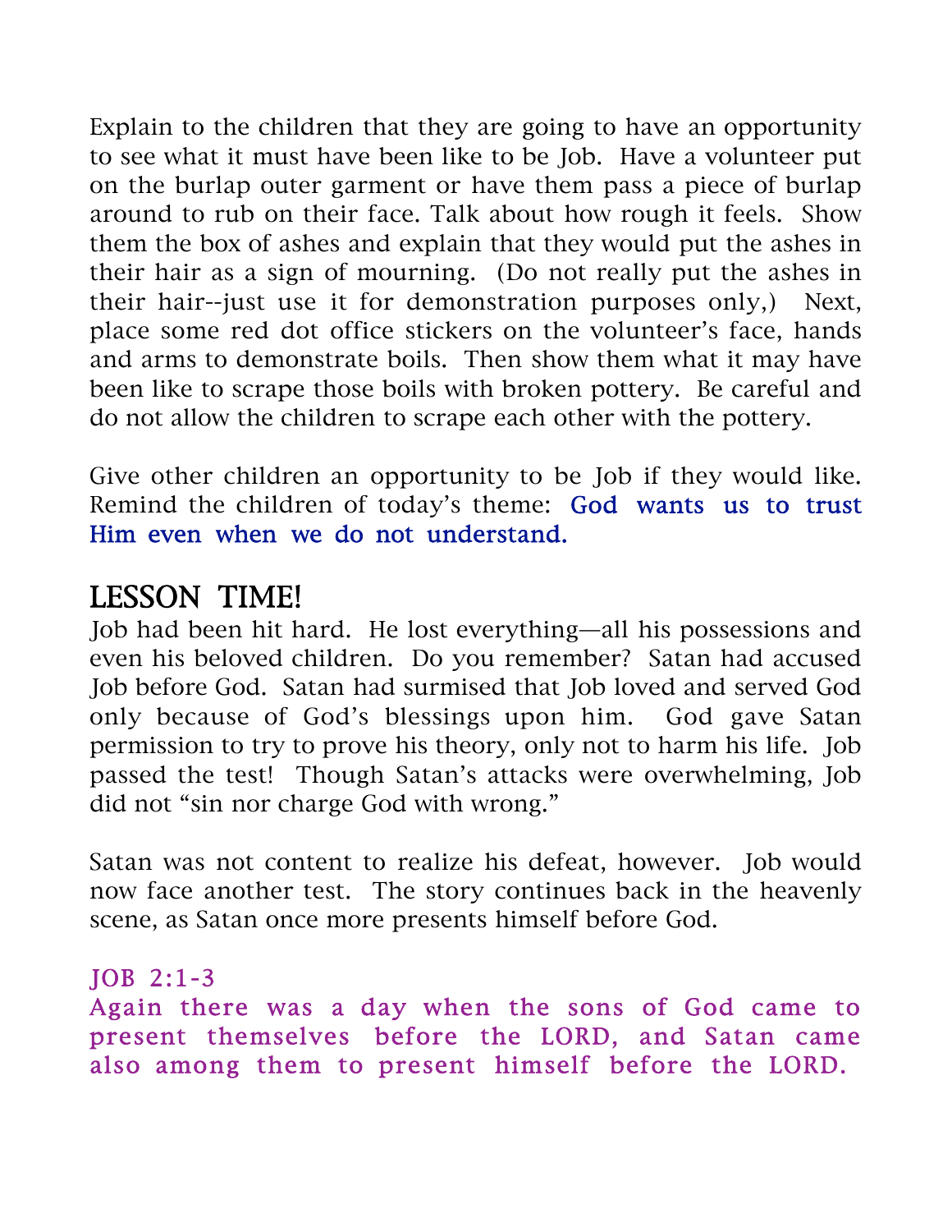Explain to the children that they are going to have an opportunity to see what it must have been like to be Job. Have a volunteer put on the burlap outer garment or have them pass a piece of burlap around to rub on their face. Talk about how rough it feels. Show them the box of ashes and explain that they would put the ashes in their hair as a sign of mourning. (Do not really put the ashes in their hair--just use it for demonstration purposes only,) Next, place some red dot office stickers on the volunteer's face, hands and arms to demonstrate boils. Then show them what it may have been like to scrape those boils with broken pottery. Be careful and do not allow the children to scrape each other with the pottery.

Give other children an opportunity to be Job if they would like. Remind the children of today's theme: God wants us to trust Him even when we do not understand.

## LESSON TIME!

Job had been hit hard. He lost everything—all his possessions and even his beloved children. Do you remember? Satan had accused Job before God. Satan had surmised that Job loved and served God only because of God's blessings upon him. God gave Satan permission to try to prove his theory, only not to harm his life. Job passed the test! Though Satan's attacks were overwhelming, Job did not "sin nor charge God with wrong."

Satan was not content to realize his defeat, however. Job would now face another test. The story continues back in the heavenly scene, as Satan once more presents himself before God.

JOB 2:1-3
Again there was a day when the sons of God came to present themselves before the LORD, and Satan came also among them to present himself before the LORD.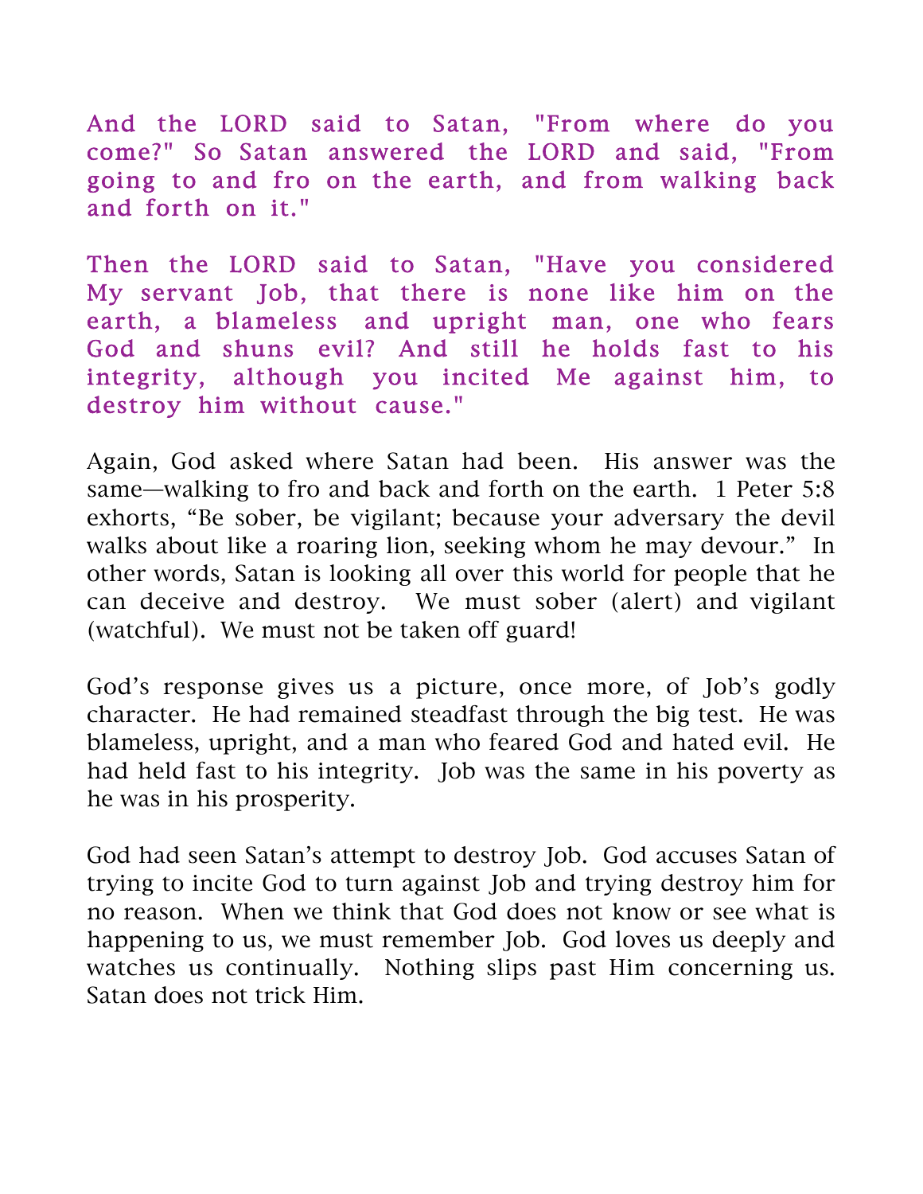And the LORD said to Satan, "From where do you come?" So Satan answered the LORD and said, "From going to and fro on the earth, and from walking back and forth on it."

Then the LORD said to Satan, "Have you considered My servant Job, that there is none like him on the earth, a blameless and upright man, one who fears God and shuns evil? And still he holds fast to his integrity, although you incited Me against him, to destroy him without cause."

Again, God asked where Satan had been. His answer was the same—walking to fro and back and forth on the earth. 1 Peter 5:8 exhorts, "Be sober, be vigilant; because your adversary the devil walks about like a roaring lion, seeking whom he may devour." In other words, Satan is looking all over this world for people that he can deceive and destroy. We must sober (alert) and vigilant (watchful). We must not be taken off guard!

God's response gives us a picture, once more, of Job's godly character. He had remained steadfast through the big test. He was blameless, upright, and a man who feared God and hated evil. He had held fast to his integrity. Job was the same in his poverty as he was in his prosperity.

God had seen Satan's attempt to destroy Job. God accuses Satan of trying to incite God to turn against Job and trying destroy him for no reason. When we think that God does not know or see what is happening to us, we must remember Job. God loves us deeply and watches us continually. Nothing slips past Him concerning us. Satan does not trick Him.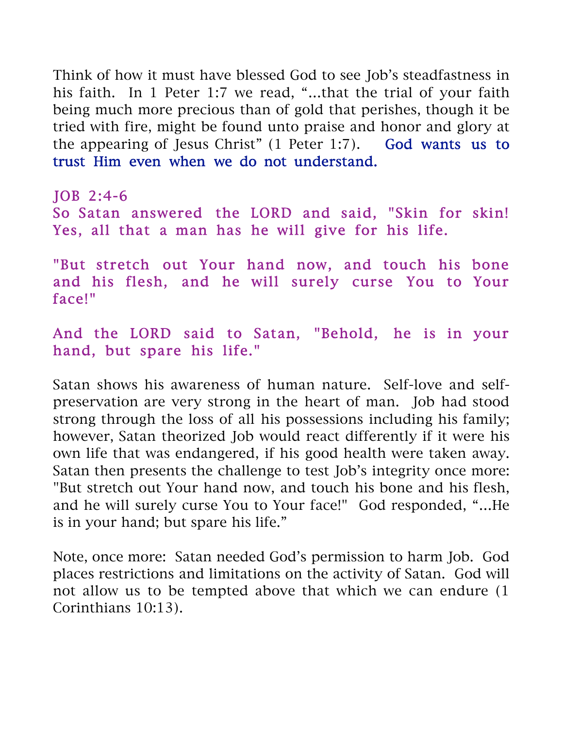Think of how it must have blessed God to see Job's steadfastness in his faith. In 1 Peter 1:7 we read, "…that the trial of your faith being much more precious than of gold that perishes, though it be tried with fire, might be found unto praise and honor and glory at the appearing of Jesus Christ" (1 Peter 1:7). God wants us to trust Him even when we do not understand.

### JOB 2:4-6

So Satan answered the LORD and said, "Skin for skin! Yes, all that a man has he will give for his life.

"But stretch out Your hand now, and touch his bone and his flesh, and he will surely curse You to Your face!"

And the LORD said to Satan, "Behold, he is in your hand, but spare his life."

Satan shows his awareness of human nature. Self-love and self-preservation are very strong in the heart of man. Job had stood strong through the loss of all his possessions including his family; however, Satan theorized Job would react differently if it were his own life that was endangered, if his good health were taken away. Satan then presents the challenge to test Job's integrity once more: "But stretch out Your hand now, and touch his bone and his flesh, and he will surely curse You to Your face!" God responded, "…He is in your hand; but spare his life."

Note, once more: Satan needed God's permission to harm Job. God places restrictions and limitations on the activity of Satan. God will not allow us to be tempted above that which we can endure (1 Corinthians 10:13).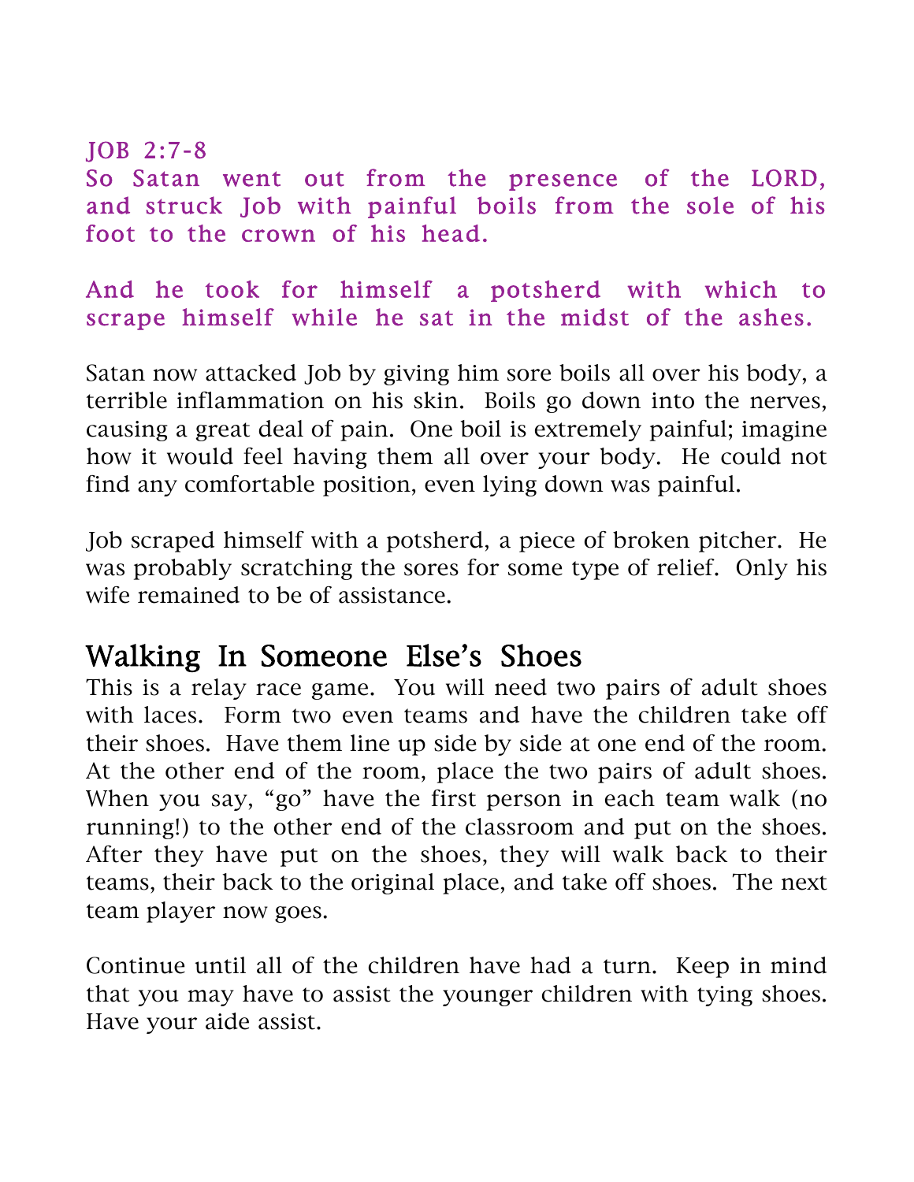JOB 2:7-8
So Satan went out from the presence of the LORD, and struck Job with painful boils from the sole of his foot to the crown of his head.

And he took for himself a potsherd with which to scrape himself while he sat in the midst of the ashes.

Satan now attacked Job by giving him sore boils all over his body, a terrible inflammation on his skin. Boils go down into the nerves, causing a great deal of pain. One boil is extremely painful; imagine how it would feel having them all over your body. He could not find any comfortable position, even lying down was painful.

Job scraped himself with a potsherd, a piece of broken pitcher. He was probably scratching the sores for some type of relief. Only his wife remained to be of assistance.

## Walking In Someone Else's Shoes

This is a relay race game. You will need two pairs of adult shoes with laces. Form two even teams and have the children take off their shoes. Have them line up side by side at one end of the room. At the other end of the room, place the two pairs of adult shoes. When you say, "go" have the first person in each team walk (no running!) to the other end of the classroom and put on the shoes. After they have put on the shoes, they will walk back to their teams, their back to the original place, and take off shoes. The next team player now goes.

Continue until all of the children have had a turn. Keep in mind that you may have to assist the younger children with tying shoes. Have your aide assist.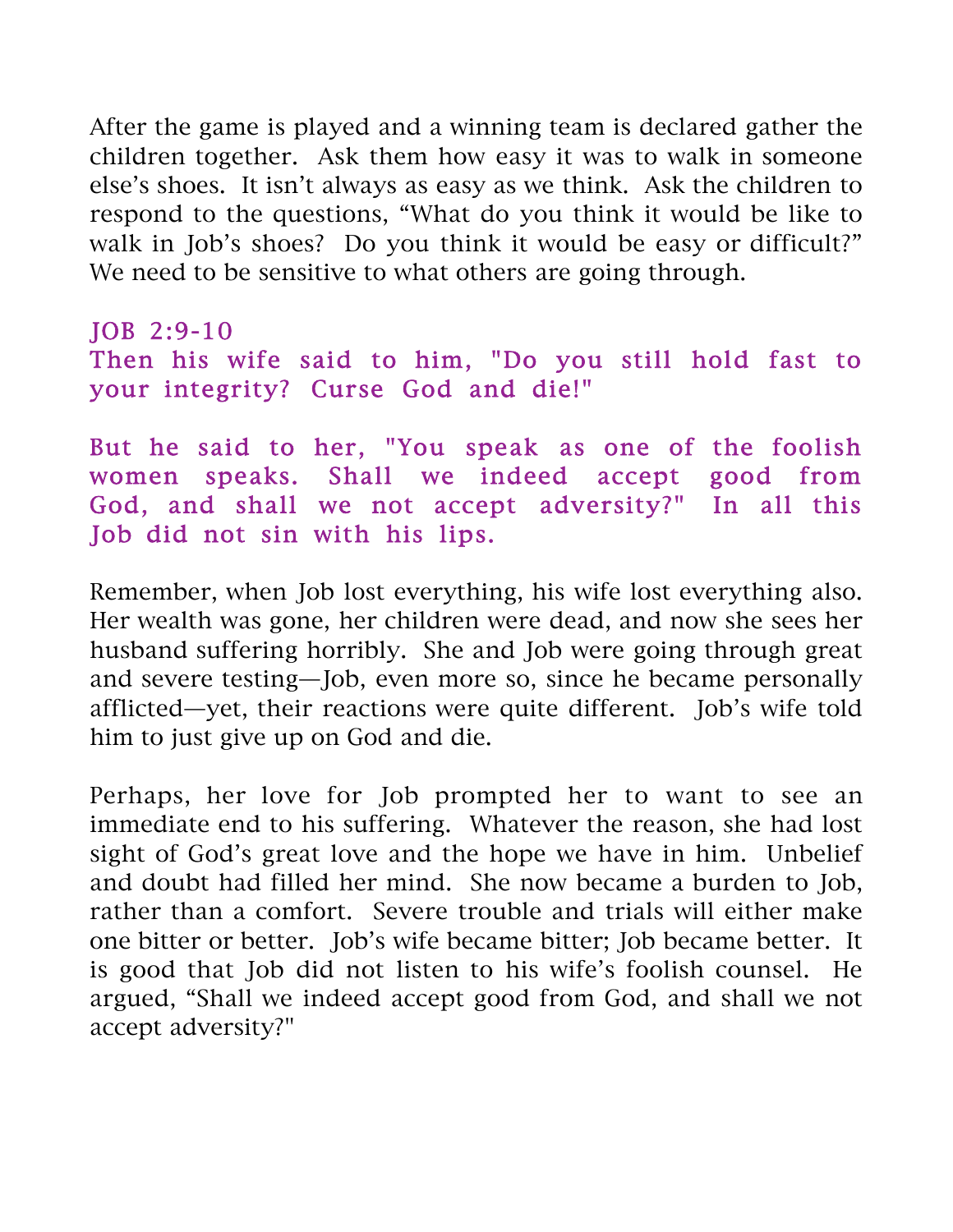After the game is played and a winning team is declared gather the children together. Ask them how easy it was to walk in someone else's shoes. It isn't always as easy as we think. Ask the children to respond to the questions, "What do you think it would be like to walk in Job's shoes? Do you think it would be easy or difficult?" We need to be sensitive to what others are going through.

JOB 2:9-10

Then his wife said to him, "Do you still hold fast to your integrity? Curse God and die!"

But he said to her, "You speak as one of the foolish women speaks. Shall we indeed accept good from God, and shall we not accept adversity?" In all this Job did not sin with his lips.

Remember, when Job lost everything, his wife lost everything also. Her wealth was gone, her children were dead, and now she sees her husband suffering horribly. She and Job were going through great and severe testing—Job, even more so, since he became personally afflicted—yet, their reactions were quite different. Job's wife told him to just give up on God and die.

Perhaps, her love for Job prompted her to want to see an immediate end to his suffering. Whatever the reason, she had lost sight of God's great love and the hope we have in him. Unbelief and doubt had filled her mind. She now became a burden to Job, rather than a comfort. Severe trouble and trials will either make one bitter or better. Job's wife became bitter; Job became better. It is good that Job did not listen to his wife's foolish counsel. He argued, "Shall we indeed accept good from God, and shall we not accept adversity?"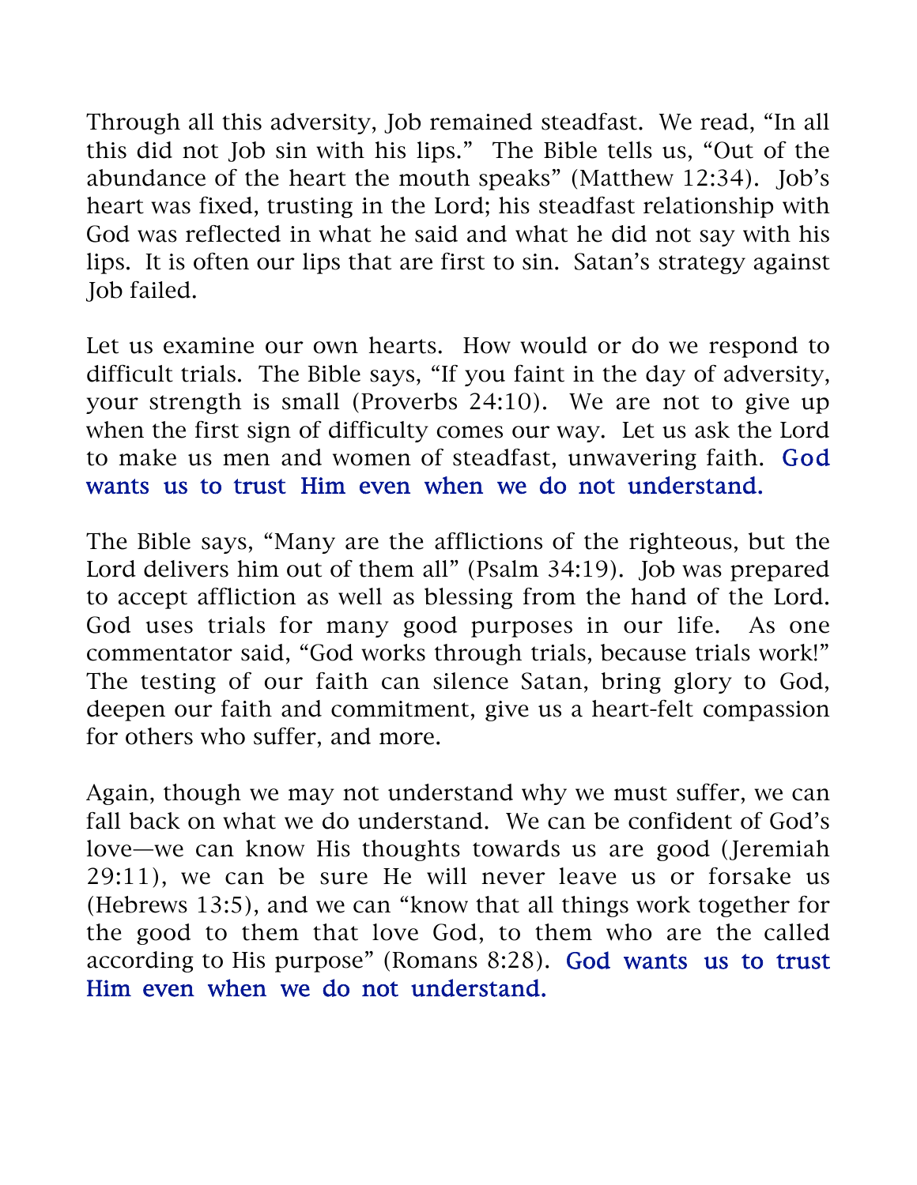Through all this adversity, Job remained steadfast. We read, "In all this did not Job sin with his lips." The Bible tells us, "Out of the abundance of the heart the mouth speaks" (Matthew 12:34). Job's heart was fixed, trusting in the Lord; his steadfast relationship with God was reflected in what he said and what he did not say with his lips. It is often our lips that are first to sin. Satan's strategy against Job failed.

Let us examine our own hearts. How would or do we respond to difficult trials. The Bible says, "If you faint in the day of adversity, your strength is small (Proverbs 24:10). We are not to give up when the first sign of difficulty comes our way. Let us ask the Lord to make us men and women of steadfast, unwavering faith. God wants us to trust Him even when we do not understand.

The Bible says, "Many are the afflictions of the righteous, but the Lord delivers him out of them all" (Psalm 34:19). Job was prepared to accept affliction as well as blessing from the hand of the Lord. God uses trials for many good purposes in our life. As one commentator said, "God works through trials, because trials work!" The testing of our faith can silence Satan, bring glory to God, deepen our faith and commitment, give us a heart-felt compassion for others who suffer, and more.

Again, though we may not understand why we must suffer, we can fall back on what we do understand. We can be confident of God's love—we can know His thoughts towards us are good (Jeremiah 29:11), we can be sure He will never leave us or forsake us (Hebrews 13:5), and we can "know that all things work together for the good to them that love God, to them who are the called according to His purpose" (Romans 8:28). God wants us to trust Him even when we do not understand.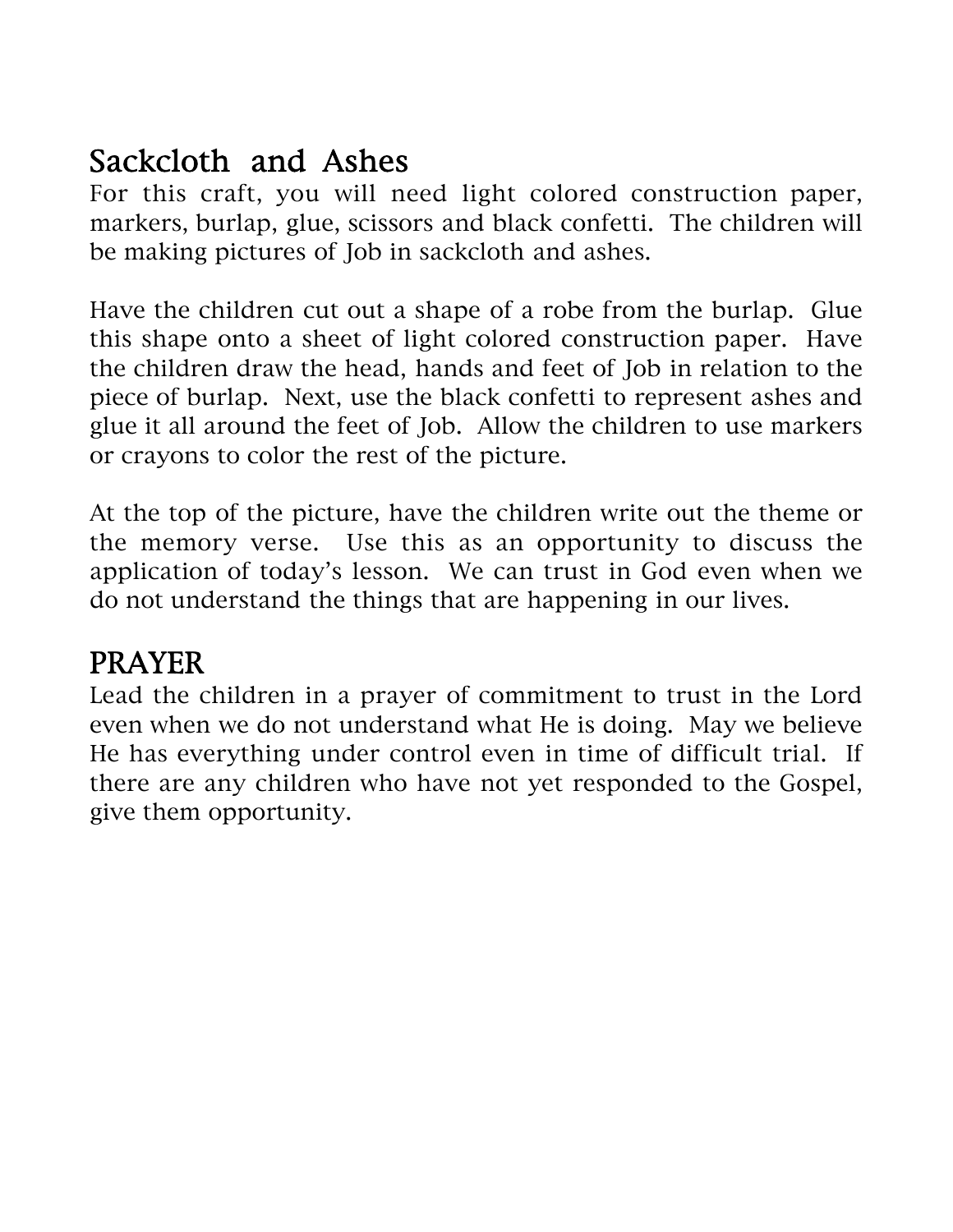## Sackcloth and Ashes

For this craft, you will need light colored construction paper, markers, burlap, glue, scissors and black confetti. The children will be making pictures of Job in sackcloth and ashes.

Have the children cut out a shape of a robe from the burlap. Glue this shape onto a sheet of light colored construction paper. Have the children draw the head, hands and feet of Job in relation to the piece of burlap. Next, use the black confetti to represent ashes and glue it all around the feet of Job. Allow the children to use markers or crayons to color the rest of the picture.

At the top of the picture, have the children write out the theme or the memory verse. Use this as an opportunity to discuss the application of today's lesson. We can trust in God even when we do not understand the things that are happening in our lives.

## PRAYER

Lead the children in a prayer of commitment to trust in the Lord even when we do not understand what He is doing. May we believe He has everything under control even in time of difficult trial. If there are any children who have not yet responded to the Gospel, give them opportunity.